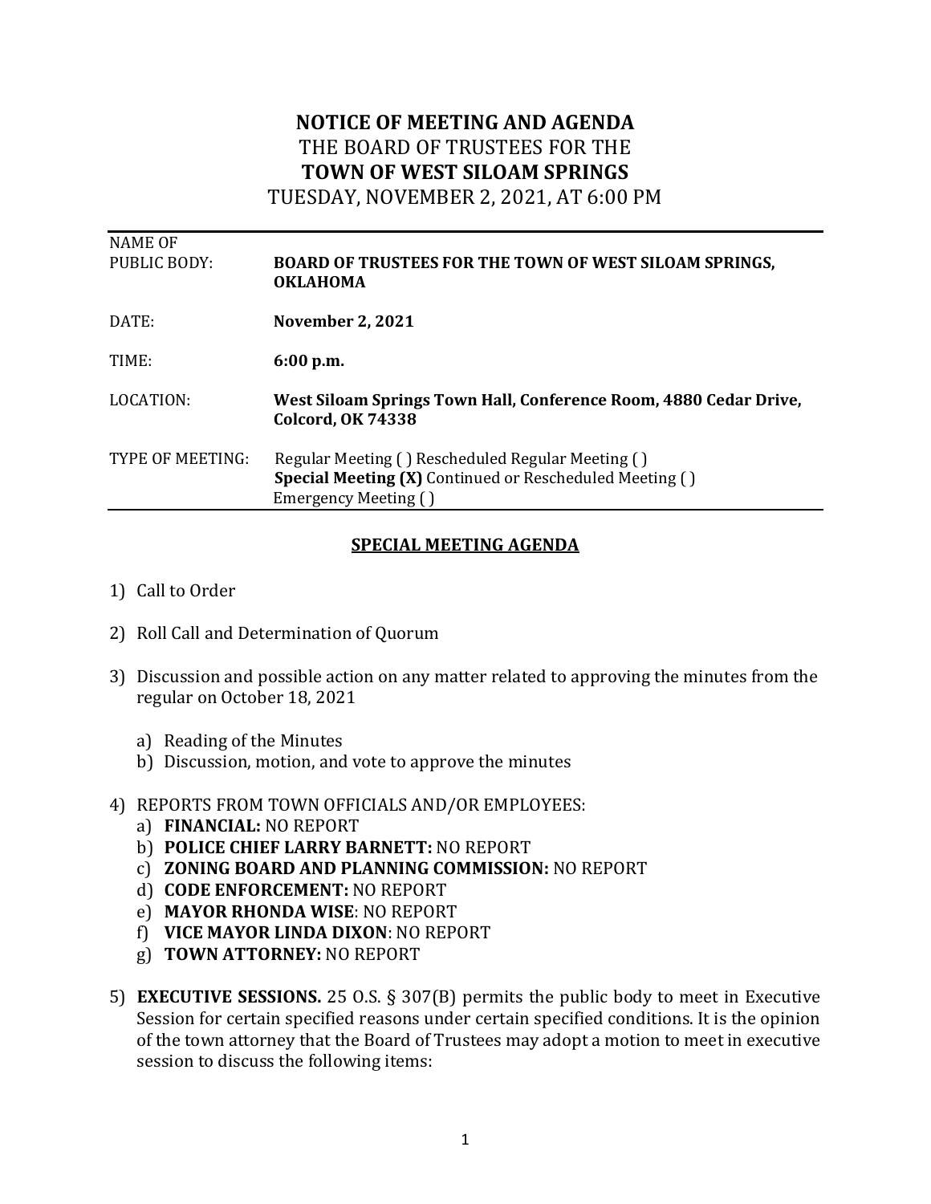# NOTICE OF MEETING AND AGENDA

THE BOARD OF TRUSTEES FOR THE

**TOWN OF WEST SILOAM SPRINGS**

TUESDAY, NOVEMBER 2, 2021, AT 6:00 PM

| | |
|---|---|
| NAME OF PUBLIC BODY: | **BOARD OF TRUSTEES FOR THE TOWN OF WEST SILOAM SPRINGS, OKLAHOMA** |
| DATE: | **November 2, 2021** |
| TIME: | **6:00 p.m.** |
| LOCATION: | **West Siloam Springs Town Hall, Conference Room, 4880 Cedar Drive, Colcord, OK 74338** |
| TYPE OF MEETING: | Regular Meeting ( ) Rescheduled Regular Meeting ( ) **Special Meeting (X)** Continued or Rescheduled Meeting ( ) Emergency Meeting ( ) |

## SPECIAL MEETING AGENDA

1) Call to Order

2) Roll Call and Determination of Quorum

3) Discussion and possible action on any matter related to approving the minutes from the regular on October 18, 2021

   a) Reading of the Minutes
   b) Discussion, motion, and vote to approve the minutes

4) REPORTS FROM TOWN OFFICIALS AND/OR EMPLOYEES:
   a) **FINANCIAL:** NO REPORT
   b) **POLICE CHIEF LARRY BARNETT:** NO REPORT
   c) **ZONING BOARD AND PLANNING COMMISSION:** NO REPORT
   d) **CODE ENFORCEMENT:** NO REPORT
   e) **MAYOR RHONDA WISE**: NO REPORT
   f) **VICE MAYOR LINDA DIXON**: NO REPORT
   g) **TOWN ATTORNEY:** NO REPORT

5) **EXECUTIVE SESSIONS.** 25 O.S. § 307(B) permits the public body to meet in Executive Session for certain specified reasons under certain specified conditions. It is the opinion of the town attorney that the Board of Trustees may adopt a motion to meet in executive session to discuss the following items: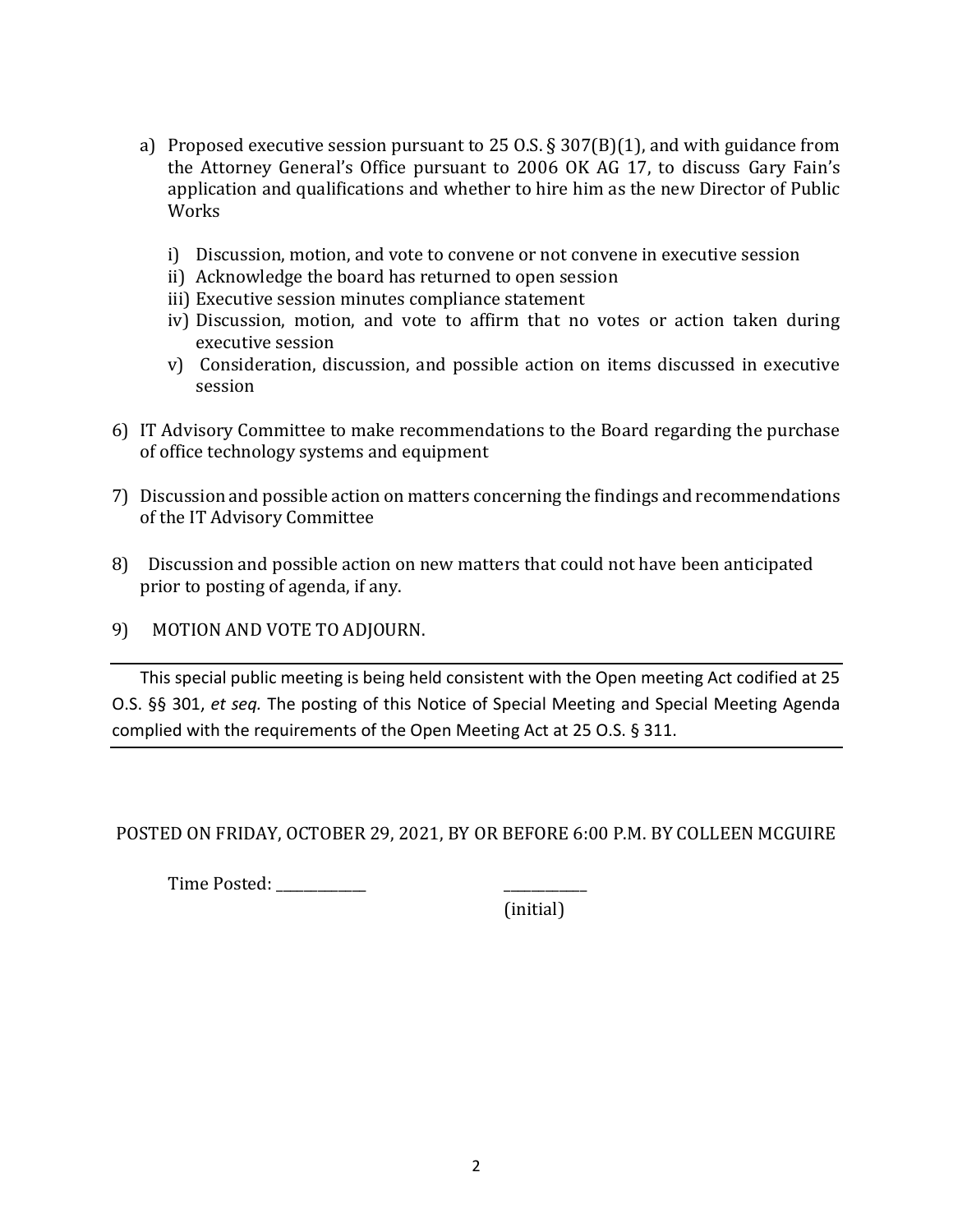a) Proposed executive session pursuant to 25 O.S. § 307(B)(1), and with guidance from the Attorney General's Office pursuant to 2006 OK AG 17, to discuss Gary Fain's application and qualifications and whether to hire him as the new Director of Public Works

   i) Discussion, motion, and vote to convene or not convene in executive session
   ii) Acknowledge the board has returned to open session
   iii) Executive session minutes compliance statement
   iv) Discussion, motion, and vote to affirm that no votes or action taken during executive session
   v) Consideration, discussion, and possible action on items discussed in executive session

6) IT Advisory Committee to make recommendations to the Board regarding the purchase of office technology systems and equipment

7) Discussion and possible action on matters concerning the findings and recommendations of the IT Advisory Committee

8) Discussion and possible action on new matters that could not have been anticipated prior to posting of agenda, if any.

9) MOTION AND VOTE TO ADJOURN.

---

This special public meeting is being held consistent with the Open meeting Act codified at 25 O.S. §§ 301, *et seq.* The posting of this Notice of Special Meeting and Special Meeting Agenda complied with the requirements of the Open Meeting Act at 25 O.S. § 311.

---

POSTED ON FRIDAY, OCTOBER 29, 2021, BY OR BEFORE 6:00 P.M. BY COLLEEN MCGUIRE

Time Posted: ____________ ____________
(initial)